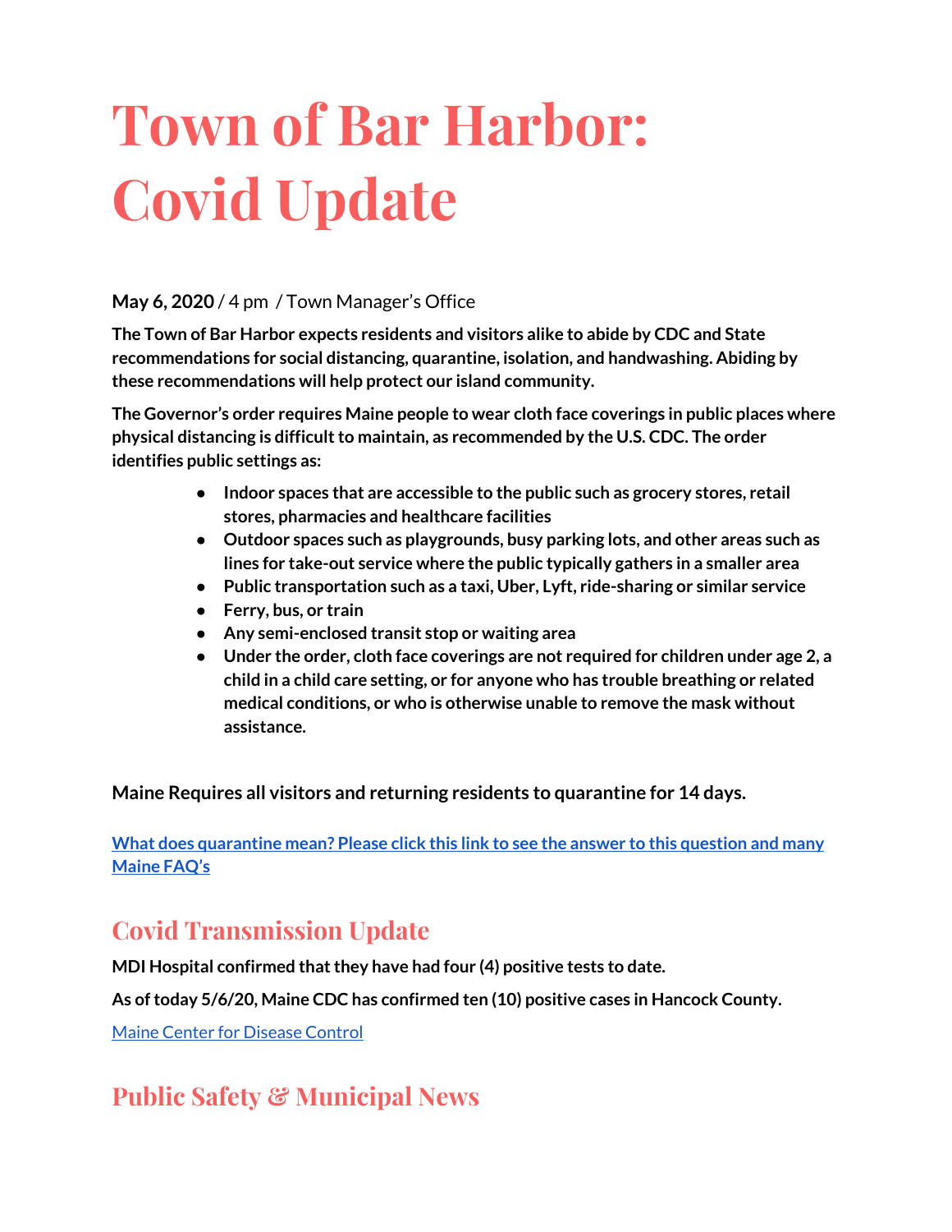# Town of Bar Harbor: Covid Update

**May 6, 2020** / 4 pm / Town Manager's Office

**The Town of Bar Harbor expects residents and visitors alike to abide by CDC and State recommendations for social distancing, quarantine, isolation, and handwashing. Abiding by these recommendations will help protect our island community.**

**The Governor's order requires Maine people to wear cloth face coverings in public places where physical distancing is difficult to maintain, as recommended by the U.S. CDC. The order identifies public settings as:**

- **Indoor spaces that are accessible to the public such as grocery stores, retail stores, pharmacies and healthcare facilities**
- **Outdoor spaces such as playgrounds, busy parking lots, and other areas such as lines for take-out service where the public typically gathers in a smaller area**
- **Public transportation such as a taxi, Uber, Lyft, ride-sharing or similar service**
- **Ferry, bus, or train**
- **Any semi-enclosed transit stop or waiting area**
- **Under the order, cloth face coverings are not required for children under age 2, a child in a child care setting, or for anyone who has trouble breathing or related medical conditions, or who is otherwise unable to remove the mask without assistance.**

**Maine Requires all visitors and returning residents to quarantine for 14 days.**

**[What does quarantine mean? Please click this link to see the answer to this question and many Maine FAQ's]()**

## Covid Transmission Update

**MDI Hospital confirmed that they have had four (4) positive tests to date.**

**As of today 5/6/20, Maine CDC has confirmed ten (10) positive cases in Hancock County.**

[Maine Center for Disease Control]()

## Public Safety & Municipal News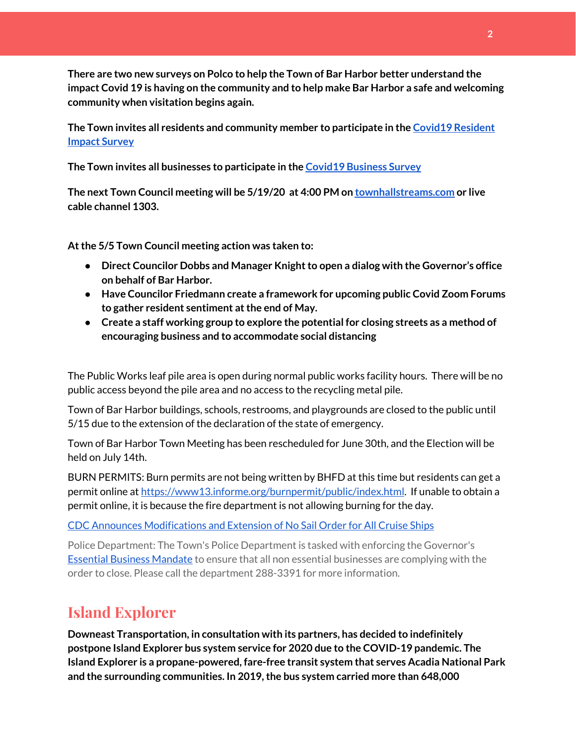**There are two new surveys on Polco to help the Town of Bar Harbor better understand the impact Covid 19 is having on the community and to help make Bar Harbor a safe and welcoming community when visitation begins again.**

**The Town invites all residents and community member to participate in the [Covid19 Resident Impact Survey]()**

**The Town invites all businesses to participate in the [Covid19 Business Survey]()**

**The next Town Council meeting will be 5/19/20 at 4:00 PM on [townhallstreams.com]() or live cable channel 1303.**

**At the 5/5 Town Council meeting action was taken to:**

- **Direct Councilor Dobbs and Manager Knight to open a dialog with the Governor's office on behalf of Bar Harbor.**
- **Have Councilor Friedmann create a framework for upcoming public Covid Zoom Forums to gather resident sentiment at the end of May.**
- **Create a staff working group to explore the potential for closing streets as a method of encouraging business and to accommodate social distancing**

The Public Works leaf pile area is open during normal public works facility hours. There will be no public access beyond the pile area and no access to the recycling metal pile.

Town of Bar Harbor buildings, schools, restrooms, and playgrounds are closed to the public until 5/15 due to the extension of the declaration of the state of emergency.

Town of Bar Harbor Town Meeting has been rescheduled for June 30th, and the Election will be held on July 14th.

BURN PERMITS: Burn permits are not being written by BHFD at this time but residents can get a permit online at [https://www13.informe.org/burnpermit/public/index.html](https://www13.informe.org/burnpermit/public/index.html). If unable to obtain a permit online, it is because the fire department is not allowing burning for the day.

[CDC Announces Modifications and Extension of No Sail Order for All Cruise Ships]()

Police Department: The Town's Police Department is tasked with enforcing the Governor's [Essential Business Mandate]() to ensure that all non essential businesses are complying with the order to close. Please call the department 288-3391 for more information.

## Island Explorer

**Downeast Transportation, in consultation with its partners, has decided to indefinitely postpone Island Explorer bus system service for 2020 due to the COVID-19 pandemic. The Island Explorer is a propane-powered, fare-free transit system that serves Acadia National Park and the surrounding communities. In 2019, the bus system carried more than 648,000**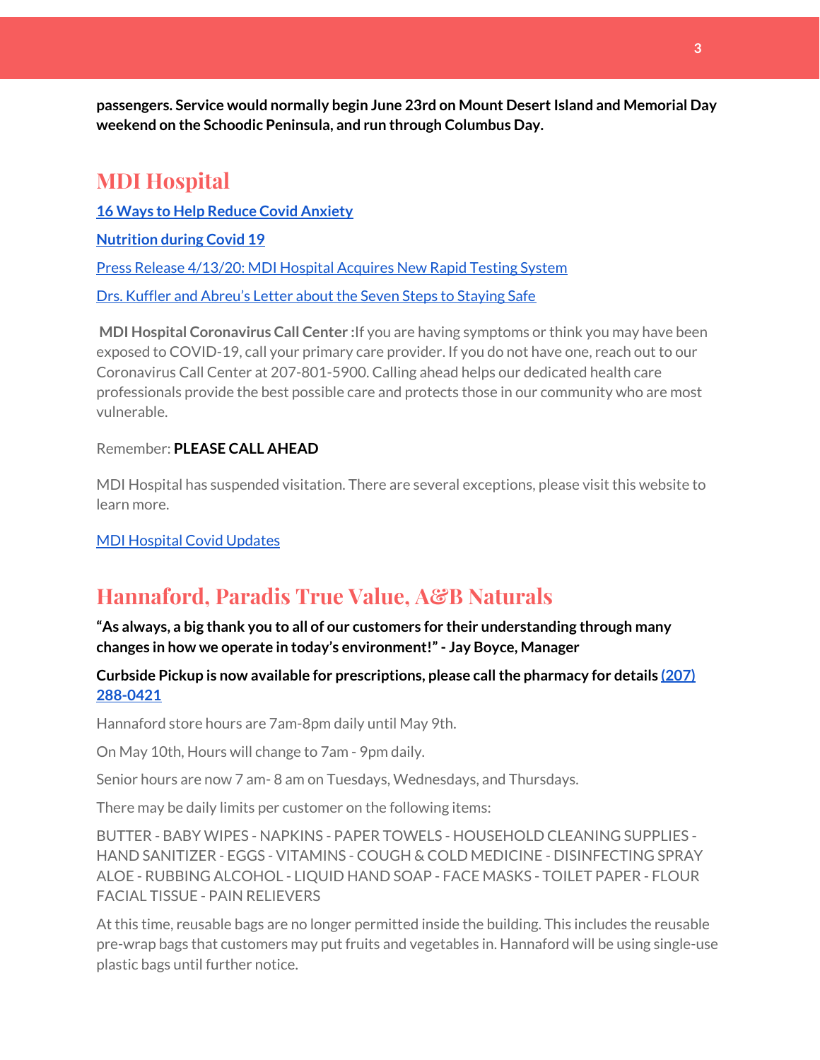**passengers. Service would normally begin June 23rd on Mount Desert Island and Memorial Day weekend on the Schoodic Peninsula, and run through Columbus Day.**

## MDI Hospital

**16 Ways to Help Reduce Covid Anxiety**

**Nutrition during Covid 19**

Press Release 4/13/20: MDI Hospital Acquires New Rapid Testing System

Drs. Kuffler and Abreu's Letter about the Seven Steps to Staying Safe

**MDI Hospital Coronavirus Call Center :**If you are having symptoms or think you may have been exposed to COVID-19, call your primary care provider. If you do not have one, reach out to our Coronavirus Call Center at 207-801-5900. Calling ahead helps our dedicated health care professionals provide the best possible care and protects those in our community who are most vulnerable.

Remember: **PLEASE CALL AHEAD**

MDI Hospital has suspended visitation. There are several exceptions, please visit this website to learn more.

MDI Hospital Covid Updates

## Hannaford, Paradis True Value, A&B Naturals

**"As always, a big thank you to all of our customers for their understanding through many changes in how we operate in today's environment!" - Jay Boyce, Manager**

**Curbside Pickup is now available for prescriptions, please call the pharmacy for details (207) 288-0421**

Hannaford store hours are 7am-8pm daily until May 9th.

On May 10th, Hours will change to 7am - 9pm daily.

Senior hours are now 7 am- 8 am on Tuesdays, Wednesdays, and Thursdays.

There may be daily limits per customer on the following items:

BUTTER - BABY WIPES - NAPKINS - PAPER TOWELS - HOUSEHOLD CLEANING SUPPLIES - HAND SANITIZER - EGGS - VITAMINS - COUGH & COLD MEDICINE - DISINFECTING SPRAY ALOE - RUBBING ALCOHOL - LIQUID HAND SOAP - FACE MASKS - TOILET PAPER - FLOUR FACIAL TISSUE - PAIN RELIEVERS

At this time, reusable bags are no longer permitted inside the building. This includes the reusable pre-wrap bags that customers may put fruits and vegetables in. Hannaford will be using single-use plastic bags until further notice.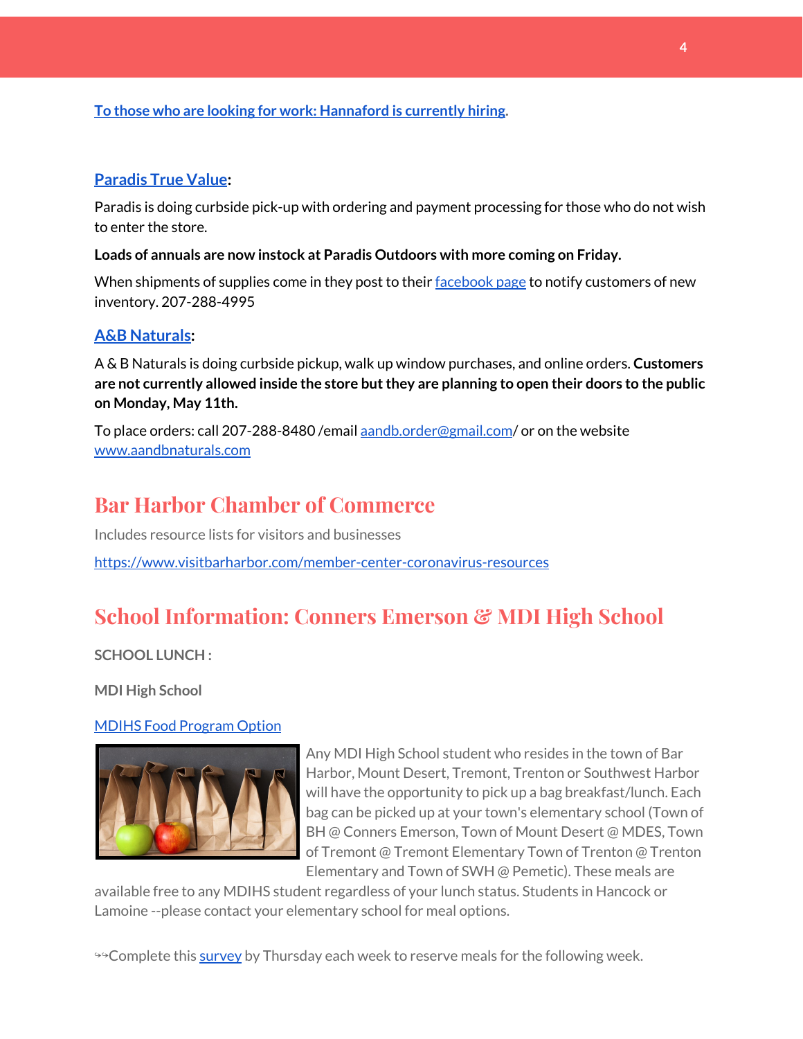**To those who are looking for work: Hannaford is currently hiring.**

**Paradis True Value:**

Paradis is doing curbside pick-up with ordering and payment processing for those who do not wish to enter the store.

**Loads of annuals are now instock at Paradis Outdoors with more coming on Friday.**

When shipments of supplies come in they post to their facebook page to notify customers of new inventory. 207-288-4995

**A&B Naturals:**

A & B Naturals is doing curbside pickup, walk up window purchases, and online orders. **Customers are not currently allowed inside the store but they are planning to open their doors to the public on Monday, May 11th.**

To place orders: call 207-288-8480 /email aandb.order@gmail.com/ or on the website www.aandbnaturals.com

## Bar Harbor Chamber of Commerce

Includes resource lists for visitors and businesses

https://www.visitbarharbor.com/member-center-coronavirus-resources

## School Information: Conners Emerson & MDI High School

**SCHOOL LUNCH :**

**MDI High School**

MDIHS Food Program Option

Any MDI High School student who resides in the town of Bar Harbor, Mount Desert, Tremont, Trenton or Southwest Harbor will have the opportunity to pick up a bag breakfast/lunch. Each bag can be picked up at your town's elementary school (Town of BH @ Conners Emerson, Town of Mount Desert @ MDES, Town of Tremont @ Tremont Elementary Town of Trenton @ Trenton Elementary and Town of SWH @ Pemetic). These meals are available free to any MDIHS student regardless of your lunch status. Students in Hancock or Lamoine --please contact your elementary school for meal options.

↬Complete this survey by Thursday each week to reserve meals for the following week.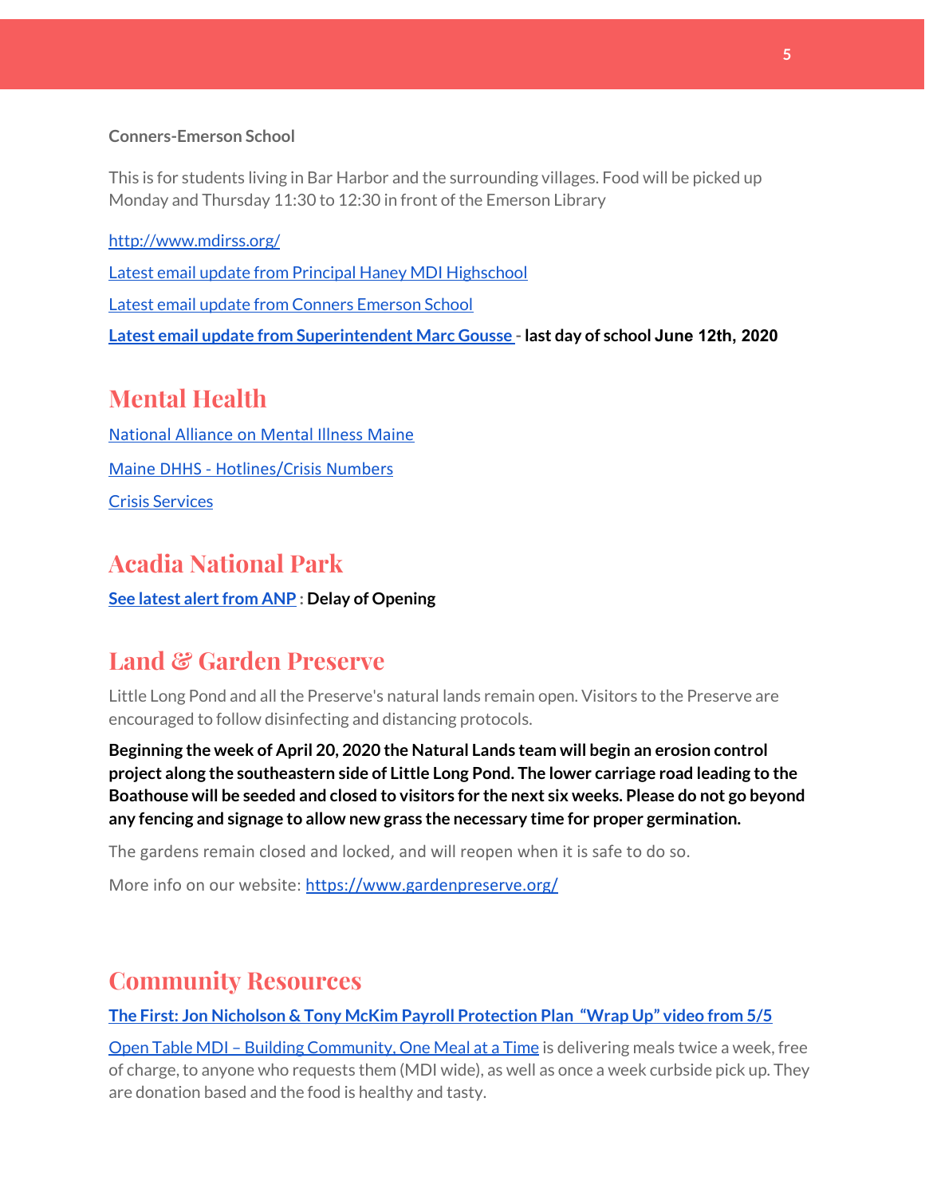**Conners-Emerson School**

This is for students living in Bar Harbor and the surrounding villages. Food will be picked up Monday and Thursday 11:30 to 12:30 in front of the Emerson Library

http://www.mdirss.org/

Latest email update from Principal Haney MDI Highschool

Latest email update from Conners Emerson School

**Latest email update from Superintendent Marc Gousse - last day of school June 12th, 2020**

## Mental Health

National Alliance on Mental Illness Maine

Maine DHHS - Hotlines/Crisis Numbers

Crisis Services

## Acadia National Park

**See latest alert from ANP : Delay of Opening**

## Land & Garden Preserve

Little Long Pond and all the Preserve's natural lands remain open. Visitors to the Preserve are encouraged to follow disinfecting and distancing protocols.

**Beginning the week of April 20, 2020 the Natural Lands team will begin an erosion control project along the southeastern side of Little Long Pond. The lower carriage road leading to the Boathouse will be seeded and closed to visitors for the next six weeks. Please do not go beyond any fencing and signage to allow new grass the necessary time for proper germination.**

The gardens remain closed and locked, and will reopen when it is safe to do so.

More info on our website: https://www.gardenpreserve.org/

## Community Resources

**The First: Jon Nicholson & Tony McKim Payroll Protection Plan "Wrap Up" video from 5/5**

Open Table MDI – Building Community, One Meal at a Time is delivering meals twice a week, free of charge, to anyone who requests them (MDI wide), as well as once a week curbside pick up. They are donation based and the food is healthy and tasty.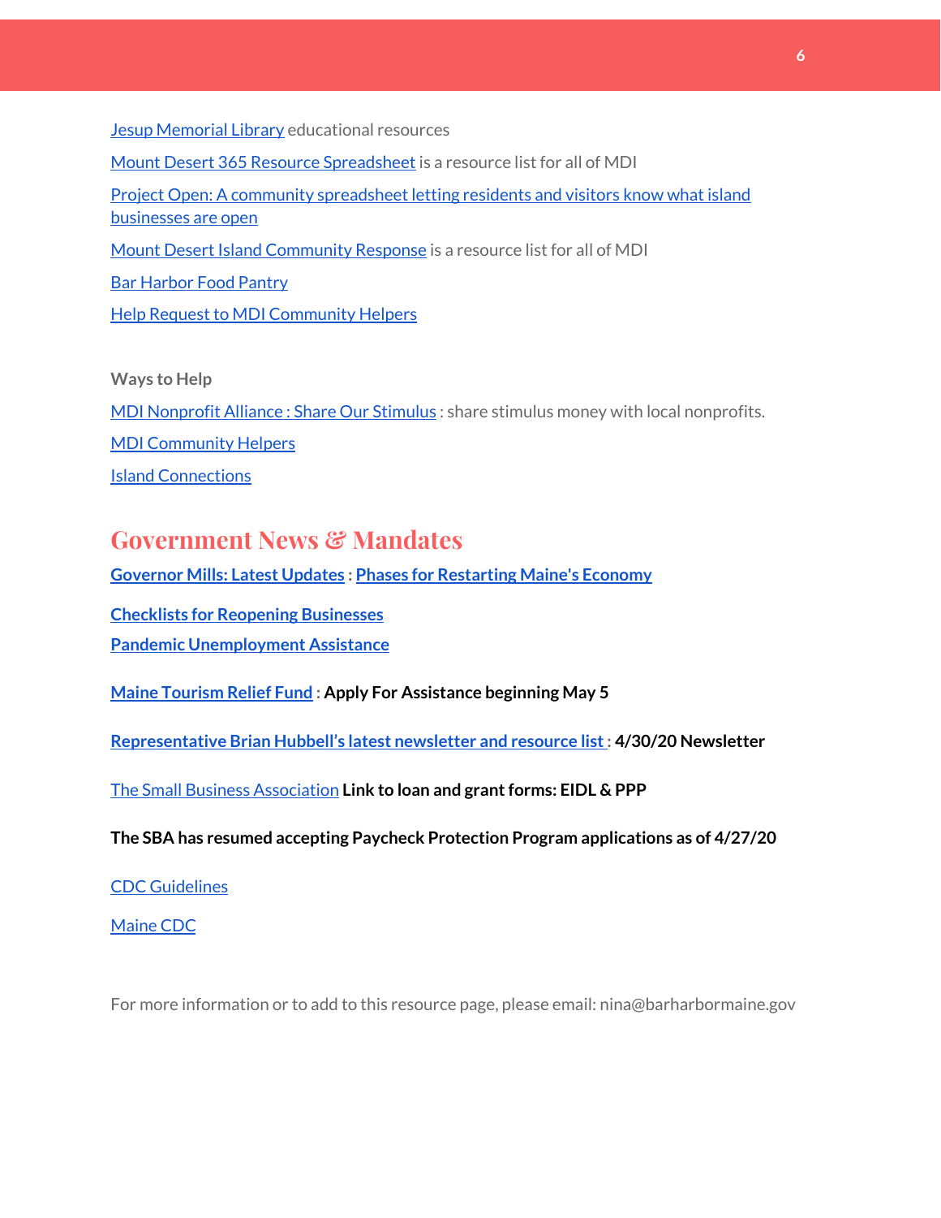Jesup Memorial Library educational resources

Mount Desert 365 Resource Spreadsheet is a resource list for all of MDI

Project Open: A community spreadsheet letting residents and visitors know what island businesses are open

Mount Desert Island Community Response is a resource list for all of MDI

Bar Harbor Food Pantry

Help Request to MDI Community Helpers

**Ways to Help**

MDI Nonprofit Alliance : Share Our Stimulus : share stimulus money with local nonprofits.

MDI Community Helpers

Island Connections

## Government News & Mandates

**Governor Mills: Latest Updates : Phases for Restarting Maine's Economy**

**Checklists for Reopening Businesses**

**Pandemic Unemployment Assistance**

**Maine Tourism Relief Fund : Apply For Assistance beginning May 5**

**Representative Brian Hubbell's latest newsletter and resource list : 4/30/20 Newsletter**

The Small Business Association **Link to loan and grant forms: EIDL & PPP**

**The SBA has resumed accepting Paycheck Protection Program applications as of 4/27/20**

CDC Guidelines

Maine CDC

For more information or to add to this resource page, please email: nina@barharbormaine.gov